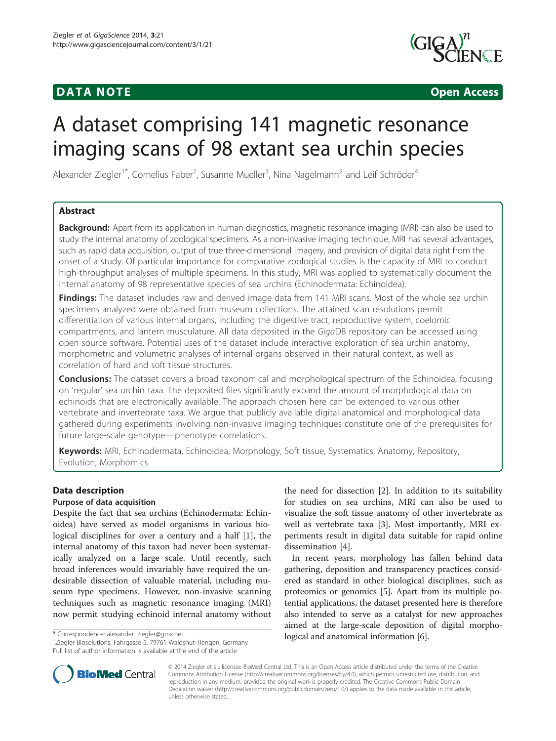DATA NOTE Open Access

# A dataset comprising 141 magnetic resonance imaging scans of 98 extant sea urchin species

Alexander Ziegler[1*], Cornelius Faber[2], Susanne Mueller[3], Nina Nagelmann[2] and Leif Schröder[4]

## Abstract

**Background:** Apart from its application in human diagnostics, magnetic resonance imaging (MRI) can also be used to study the internal anatomy of zoological specimens. As a non-invasive imaging technique, MRI has several advantages, such as rapid data acquisition, output of true three-dimensional imagery, and provision of digital data right from the onset of a study. Of particular importance for comparative zoological studies is the capacity of MRI to conduct high-throughput analyses of multiple specimens. In this study, MRI was applied to systematically document the internal anatomy of 98 representative species of sea urchins (Echinodermata: Echinoidea).

**Findings:** The dataset includes raw and derived image data from 141 MRI scans. Most of the whole sea urchin specimens analyzed were obtained from museum collections. The attained scan resolutions permit differentiation of various internal organs, including the digestive tract, reproductive system, coelomic compartments, and lantern musculature. All data deposited in the *Giga*DB repository can be accessed using open source software. Potential uses of the dataset include interactive exploration of sea urchin anatomy, morphometric and volumetric analyses of internal organs observed in their natural context, as well as correlation of hard and soft tissue structures.

**Conclusions:** The dataset covers a broad taxonomical and morphological spectrum of the Echinoidea, focusing on 'regular' sea urchin taxa. The deposited files significantly expand the amount of morphological data on echinoids that are electronically available. The approach chosen here can be extended to various other vertebrate and invertebrate taxa. We argue that publicly available digital anatomical and morphological data gathered during experiments involving non-invasive imaging techniques constitute one of the prerequisites for future large-scale genotype—phenotype correlations.

**Keywords:** MRI, Echinodermata, Echinoidea, Morphology, Soft tissue, Systematics, Anatomy, Repository, Evolution, Morphomics

## Data description

### Purpose of data acquisition

Despite the fact that sea urchins (Echinodermata: Echinoidea) have served as model organisms in various biological disciplines for over a century and a half [1], the internal anatomy of this taxon had never been systematically analyzed on a large scale. Until recently, such broad inferences would invariably have required the undesirable dissection of valuable material, including museum type specimens. However, non-invasive scanning techniques such as magnetic resonance imaging (MRI) now permit studying echinoid internal anatomy without the need for dissection [2]. In addition to its suitability for studies on sea urchins, MRI can also be used to visualize the soft tissue anatomy of other invertebrate as well as vertebrate taxa [3]. Most importantly, MRI experiments result in digital data suitable for rapid online dissemination [4].

In recent years, morphology has fallen behind data gathering, deposition and transparency practices considered as standard in other biological disciplines, such as proteomics or genomics [5]. Apart from its multiple potential applications, the dataset presented here is therefore also intended to serve as a catalyst for new approaches aimed at the large-scale deposition of digital morphological and anatomical information [6].

\* Correspondence: alexander_ziegler@gmx.net
[1]Ziegler Biosolutions, Fahrgasse 5, 79761 Waldshut-Tiengen, Germany
Full list of author information is available at the end of the article

© 2014 Ziegler et al.; licensee BioMed Central Ltd. This is an Open Access article distributed under the terms of the Creative Commons Attribution License (http://creativecommons.org/licenses/by/4.0), which permits unrestricted use, distribution, and reproduction in any medium, provided the original work is properly credited. The Creative Commons Public Domain Dedication waiver (http://creativecommons.org/publicdomain/zero/1.0/) applies to the data made available in this article, unless otherwise stated.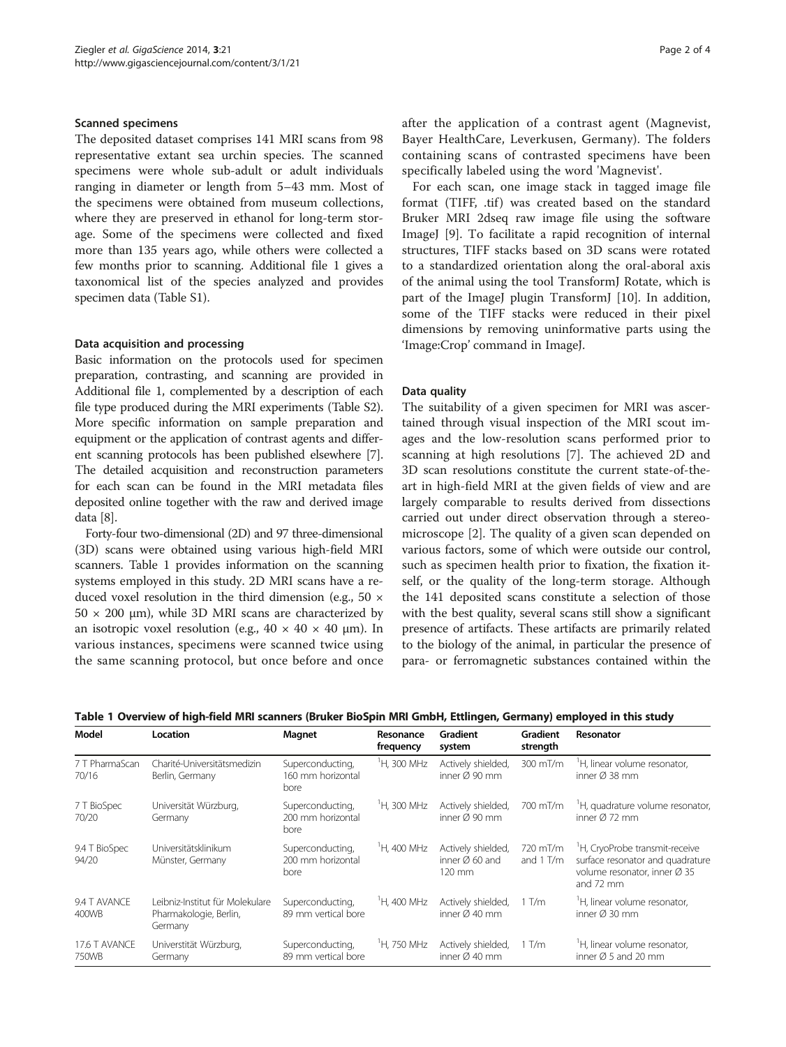### Scanned specimens

The deposited dataset comprises 141 MRI scans from 98 representative extant sea urchin species. The scanned specimens were whole sub-adult or adult individuals ranging in diameter or length from 5–43 mm. Most of the specimens were obtained from museum collections, where they are preserved in ethanol for long-term storage. Some of the specimens were collected and fixed more than 135 years ago, while others were collected a few months prior to scanning. Additional file 1 gives a taxonomical list of the species analyzed and provides specimen data (Table S1).

### Data acquisition and processing

Basic information on the protocols used for specimen preparation, contrasting, and scanning are provided in Additional file 1, complemented by a description of each file type produced during the MRI experiments (Table S2). More specific information on sample preparation and equipment or the application of contrast agents and different scanning protocols has been published elsewhere [7]. The detailed acquisition and reconstruction parameters for each scan can be found in the MRI metadata files deposited online together with the raw and derived image data [8].

Forty-four two-dimensional (2D) and 97 three-dimensional (3D) scans were obtained using various high-field MRI scanners. Table 1 provides information on the scanning systems employed in this study. 2D MRI scans have a reduced voxel resolution in the third dimension (e.g., 50 × 50 × 200 μm), while 3D MRI scans are characterized by an isotropic voxel resolution (e.g., 40 × 40 × 40 μm). In various instances, specimens were scanned twice using the same scanning protocol, but once before and once after the application of a contrast agent (Magnevist, Bayer HealthCare, Leverkusen, Germany). The folders containing scans of contrasted specimens have been specifically labeled using the word 'Magnevist'.

For each scan, one image stack in tagged image file format (TIFF, .tif) was created based on the standard Bruker MRI 2dseq raw image file using the software ImageJ [9]. To facilitate a rapid recognition of internal structures, TIFF stacks based on 3D scans were rotated to a standardized orientation along the oral-aboral axis of the animal using the tool TransformJ Rotate, which is part of the ImageJ plugin TransformJ [10]. In addition, some of the TIFF stacks were reduced in their pixel dimensions by removing uninformative parts using the 'Image:Crop' command in ImageJ.

### Data quality

The suitability of a given specimen for MRI was ascertained through visual inspection of the MRI scout images and the low-resolution scans performed prior to scanning at high resolutions [7]. The achieved 2D and 3D scan resolutions constitute the current state-of-the-art in high-field MRI at the given fields of view and are largely comparable to results derived from dissections carried out under direct observation through a stereomicroscope [2]. The quality of a given scan depended on various factors, some of which were outside our control, such as specimen health prior to fixation, the fixation itself, or the quality of the long-term storage. Although the 141 deposited scans constitute a selection of those with the best quality, several scans still show a significant presence of artifacts. These artifacts are primarily related to the biology of the animal, in particular the presence of para- or ferromagnetic substances contained within the

**Table 1 Overview of high-field MRI scanners (Bruker BioSpin MRI GmbH, Ettlingen, Germany) employed in this study**

| Model | Location | Magnet | Resonance frequency | Gradient system | Gradient strength | Resonator |
|---|---|---|---|---|---|---|
| 7 T PharmaScan 70/16 | Charité-Universitätsmedizin Berlin, Germany | Superconducting, 160 mm horizontal bore | $^{1}$H, 300 MHz | Actively shielded, inner Ø 90 mm | 300 mT/m | $^{1}$H, linear volume resonator, inner Ø 38 mm |
| 7 T BioSpec 70/20 | Universität Würzburg, Germany | Superconducting, 200 mm horizontal bore | $^{1}$H, 300 MHz | Actively shielded, inner Ø 90 mm | 700 mT/m | $^{1}$H, quadrature volume resonator, inner Ø 72 mm |
| 9.4 T BioSpec 94/20 | Universitätsklinikum Münster, Germany | Superconducting, 200 mm horizontal bore | $^{1}$H, 400 MHz | Actively shielded, inner Ø 60 and 120 mm | 720 mT/m and 1 T/m | $^{1}$H, CryoProbe transmit-receive surface resonator and quadrature volume resonator, inner Ø 35 and 72 mm |
| 9.4 T AVANCE 400WB | Leibniz-Institut für Molekulare Pharmakologie, Berlin, Germany | Superconducting, 89 mm vertical bore | $^{1}$H, 400 MHz | Actively shielded, inner Ø 40 mm | 1 T/m | $^{1}$H, linear volume resonator, inner Ø 30 mm |
| 17.6 T AVANCE 750WB | Universtität Würzburg, Germany | Superconducting, 89 mm vertical bore | $^{1}$H, 750 MHz | Actively shielded, inner Ø 40 mm | 1 T/m | $^{1}$H, linear volume resonator, inner Ø 5 and 20 mm |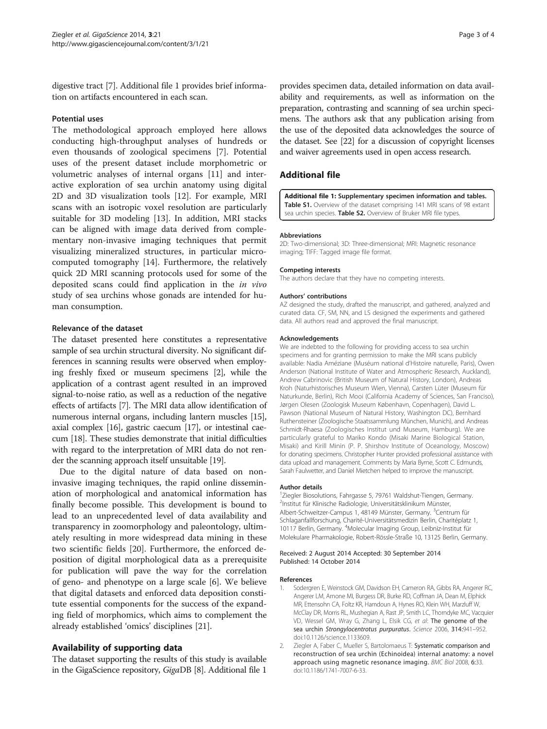digestive tract [7]. Additional file 1 provides brief information on artifacts encountered in each scan.

### Potential uses

The methodological approach employed here allows conducting high-throughput analyses of hundreds or even thousands of zoological specimens [7]. Potential uses of the present dataset include morphometric or volumetric analyses of internal organs [11] and interactive exploration of sea urchin anatomy using digital 2D and 3D visualization tools [12]. For example, MRI scans with an isotropic voxel resolution are particularly suitable for 3D modeling [13]. In addition, MRI stacks can be aligned with image data derived from complementary non-invasive imaging techniques that permit visualizing mineralized structures, in particular micro-computed tomography [14]. Furthermore, the relatively quick 2D MRI scanning protocols used for some of the deposited scans could find application in the *in vivo* study of sea urchins whose gonads are intended for human consumption.

### Relevance of the dataset

The dataset presented here constitutes a representative sample of sea urchin structural diversity. No significant differences in scanning results were observed when employing freshly fixed or museum specimens [2], while the application of a contrast agent resulted in an improved signal-to-noise ratio, as well as a reduction of the negative effects of artifacts [7]. The MRI data allow identification of numerous internal organs, including lantern muscles [15], axial complex [16], gastric caecum [17], or intestinal caecum [18]. These studies demonstrate that initial difficulties with regard to the interpretation of MRI data do not render the scanning approach itself unsuitable [19].

Due to the digital nature of data based on non-invasive imaging techniques, the rapid online dissemination of morphological and anatomical information has finally become possible. This development is bound to lead to an unprecedented level of data availability and transparency in zoomorphology and paleontology, ultimately resulting in more widespread data mining in these two scientific fields [20]. Furthermore, the enforced deposition of digital morphological data as a prerequisite for publication will pave the way for the correlation of geno- and phenotype on a large scale [6]. We believe that digital datasets and enforced data deposition constitute essential components for the success of the expanding field of morphomics, which aims to complement the already established 'omics' disciplines [21].

## Availability of supporting data

The dataset supporting the results of this study is available in the GigaScience repository, *Giga*DB [8]. Additional file 1 provides specimen data, detailed information on data availability and requirements, as well as information on the preparation, contrasting and scanning of sea urchin specimens. The authors ask that any publication arising from the use of the deposited data acknowledges the source of the dataset. See [22] for a discussion of copyright licenses and waiver agreements used in open access research.

## Additional file

**Additional file 1: Supplementary specimen information and tables. Table S1.** Overview of the dataset comprising 141 MRI scans of 98 extant sea urchin species. **Table S2.** Overview of Bruker MRI file types.

#### Abbreviations

2D: Two-dimensional; 3D: Three-dimensional; MRI: Magnetic resonance imaging; TIFF: Tagged image file format.

#### Competing interests

The authors declare that they have no competing interests.

#### Authors' contributions

AZ designed the study, drafted the manuscript, and gathered, analyzed and curated data. CF, SM, NN, and LS designed the experiments and gathered data. All authors read and approved the final manuscript.

#### Acknowledgements

We are indebted to the following for providing access to sea urchin specimens and for granting permission to make the MRI scans publicly available: Nadia Améziane (Muséum national d'Histoire naturelle, Paris), Owen Anderson (National Institute of Water and Atmospheric Research, Auckland), Andrew Cabrinovic (British Museum of Natural History, London), Andreas Kroh (Naturhistorisches Museum Wien, Vienna), Carsten Lüter (Museum für Naturkunde, Berlin), Rich Mooi (California Academy of Sciences, San Franciso), Jørgen Olesen (Zoologisk Museum København, Copenhagen), David L. Pawson (National Museum of Natural History, Washington DC), Bernhard Ruthensteiner (Zoologische Staatssammlung München, Munich), and Andreas Schmidt-Rhaesa (Zoologisches Institut und Museum, Hamburg). We are particularly grateful to Mariko Kondo (Misaki Marine Biological Station, Misaki) and Kirill Minin (P. P. Shirshov Institute of Oceanology, Moscow) for donating specimens. Christopher Hunter provided professional assistance with data upload and management. Comments by Maria Byrne, Scott C. Edmunds, Sarah Faulwetter, and Daniel Mietchen helped to improve the manuscript.

#### Author details

[1]Ziegler Biosolutions, Fahrgasse 5, 79761 Waldshut-Tiengen, Germany. [2]Institut für Klinische Radiologie, Universitätsklinikum Münster, Albert-Schweitzer-Campus 1, 48149 Münster, Germany. [3]Centrum für Schlaganfallforschung, Charité-Universitätsmedizin Berlin, Charitéplatz 1, 10117 Berlin, Germany. [4]Molecular Imaging Group, Leibniz-Institut für Molekulare Pharmakologie, Robert-Rössle-Straße 10, 13125 Berlin, Germany.

Received: 2 August 2014 Accepted: 30 September 2014
Published: 14 October 2014

#### References

1. Sodergren E, Weinstock GM, Davidson EH, Cameron RA, Gibbs RA, Angerer RC, Angerer LM, Arnone MI, Burgess DR, Burke RD, Coffman JA, Dean M, Elphick MR, Ettensohn CA, Foltz KR, Hamdoun A, Hynes RO, Klein WH, Marzluff W, McClay DR, Morris RL, Mushegian A, Rast JP, Smith LC, Thorndyke MC, Vacquier VD, Wessel GM, Wray G, Zhang L, Elsik CG, *et al*: **The genome of the sea urchin *Strongylocentrotus purpuratus*.** *Science* 2006, **314:**941–952. doi:10.1126/science.1133609.
2. Ziegler A, Faber C, Mueller S, Bartolomaeus T: **Systematic comparison and reconstruction of sea urchin (Echinoidea) internal anatomy: a novel approach using magnetic resonance imaging.** *BMC Biol* 2008, **6:**33. doi:10.1186/1741-7007-6-33.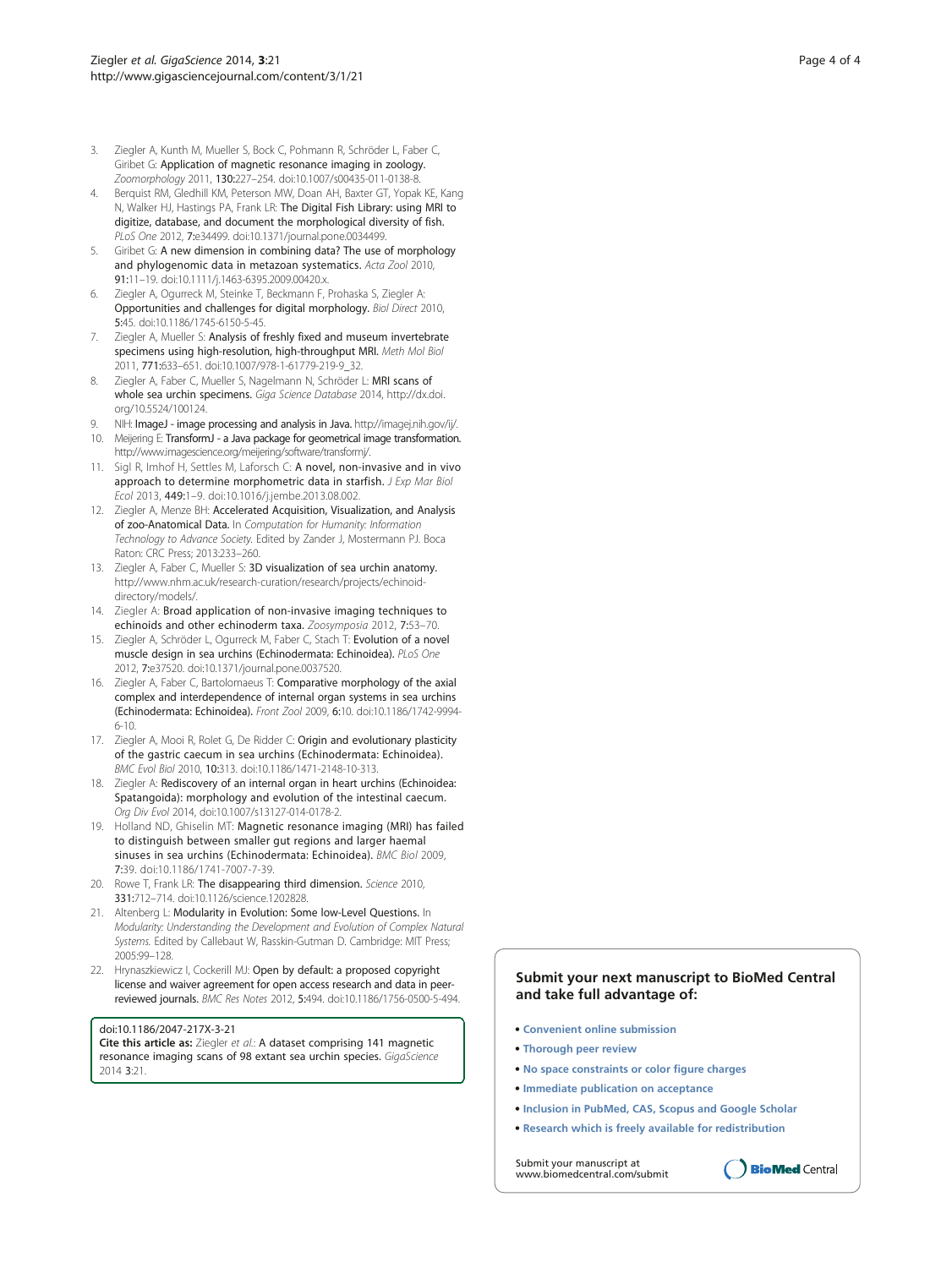3. Ziegler A, Kunth M, Mueller S, Bock C, Pohmann R, Schröder L, Faber C, Giribet G: **Application of magnetic resonance imaging in zoology.** *Zoomorphology* 2011, **130:**227–254. doi:10.1007/s00435-011-0138-8.
4. Berquist RM, Gledhill KM, Peterson MW, Doan AH, Baxter GT, Yopak KE, Kang N, Walker HJ, Hastings PA, Frank LR: **The Digital Fish Library: using MRI to digitize, database, and document the morphological diversity of fish.** *PLoS One* 2012, **7:**e34499. doi:10.1371/journal.pone.0034499.
5. Giribet G: **A new dimension in combining data? The use of morphology and phylogenomic data in metazoan systematics.** *Acta Zool* 2010, **91:**11–19. doi:10.1111/j.1463-6395.2009.00420.x.
6. Ziegler A, Ogurreck M, Steinke T, Beckmann F, Prohaska S, Ziegler A: **Opportunities and challenges for digital morphology.** *Biol Direct* 2010, **5:**45. doi:10.1186/1745-6150-5-45.
7. Ziegler A, Mueller S: **Analysis of freshly fixed and museum invertebrate specimens using high-resolution, high-throughput MRI.** *Meth Mol Biol* 2011, **771:**633–651. doi:10.1007/978-1-61779-219-9_32.
8. Ziegler A, Faber C, Mueller S, Nagelmann N, Schröder L: **MRI scans of whole sea urchin specimens.** *Giga Science Database* 2014, http://dx.doi.org/10.5524/100124.
9. NIH: **ImageJ - image processing and analysis in Java.** http://imagej.nih.gov/ij/.
10. Meijering E: **TransformJ - a Java package for geometrical image transformation.** http://www.imagescience.org/meijering/software/transformj/.
11. Sigl R, Imhof H, Settles M, Laforsch C: **A novel, non-invasive and in vivo approach to determine morphometric data in starfish.** *J Exp Mar Biol Ecol* 2013, **449:**1–9. doi:10.1016/j.jembe.2013.08.002.
12. Ziegler A, Menze BH: **Accelerated Acquisition, Visualization, and Analysis of zoo-Anatomical Data.** In *Computation for Humanity: Information Technology to Advance Society.* Edited by Zander J, Mostermann PJ. Boca Raton: CRC Press; 2013:233–260.
13. Ziegler A, Faber C, Mueller S: **3D visualization of sea urchin anatomy.** http://www.nhm.ac.uk/research-curation/research/projects/echinoid-directory/models/.
14. Ziegler A: **Broad application of non-invasive imaging techniques to echinoids and other echinoderm taxa.** *Zoosymposia* 2012, **7:**53–70.
15. Ziegler A, Schröder L, Ogurreck M, Faber C, Stach T: **Evolution of a novel muscle design in sea urchins (Echinodermata: Echinoidea).** *PLoS One* 2012, **7:**e37520. doi:10.1371/journal.pone.0037520.
16. Ziegler A, Faber C, Bartolomaeus T: **Comparative morphology of the axial complex and interdependence of internal organ systems in sea urchins (Echinodermata: Echinoidea).** *Front Zool* 2009, **6:**10. doi:10.1186/1742-9994-6-10.
17. Ziegler A, Mooi R, Rolet G, De Ridder C: **Origin and evolutionary plasticity of the gastric caecum in sea urchins (Echinodermata: Echinoidea).** *BMC Evol Biol* 2010, **10:**313. doi:10.1186/1471-2148-10-313.
18. Ziegler A: **Rediscovery of an internal organ in heart urchins (Echinoidea: Spatangoida): morphology and evolution of the intestinal caecum.** *Org Div Evol* 2014, doi:10.1007/s13127-014-0178-2.
19. Holland ND, Ghiselin MT: **Magnetic resonance imaging (MRI) has failed to distinguish between smaller gut regions and larger haemal sinuses in sea urchins (Echinodermata: Echinoidea).** *BMC Biol* 2009, **7:**39. doi:10.1186/1741-7007-7-39.
20. Rowe T, Frank LR: **The disappearing third dimension.** *Science* 2010, **331:**712–714. doi:10.1126/science.1202828.
21. Altenberg L: **Modularity in Evolution: Some low-Level Questions.** In *Modularity: Understanding the Development and Evolution of Complex Natural Systems.* Edited by Callebaut W, Rasskin-Gutman D. Cambridge: MIT Press; 2005:99–128.
22. Hrynaszkiewicz I, Cockerill MJ: **Open by default: a proposed copyright license and waiver agreement for open access research and data in peer-reviewed journals.** *BMC Res Notes* 2012, **5:**494. doi:10.1186/1756-0500-5-494.

doi:10.1186/2047-217X-3-21
**Cite this article as:** Ziegler *et al.*: A dataset comprising 141 magnetic resonance imaging scans of 98 extant sea urchin species. *GigaScience* 2014 **3**:21.

**Submit your next manuscript to BioMed Central and take full advantage of:**

- **Convenient online submission**
- **Thorough peer review**
- **No space constraints or color figure charges**
- **Immediate publication on acceptance**
- **Inclusion in PubMed, CAS, Scopus and Google Scholar**
- **Research which is freely available for redistribution**

Submit your manuscript at
www.biomedcentral.com/submit

BioMed Central